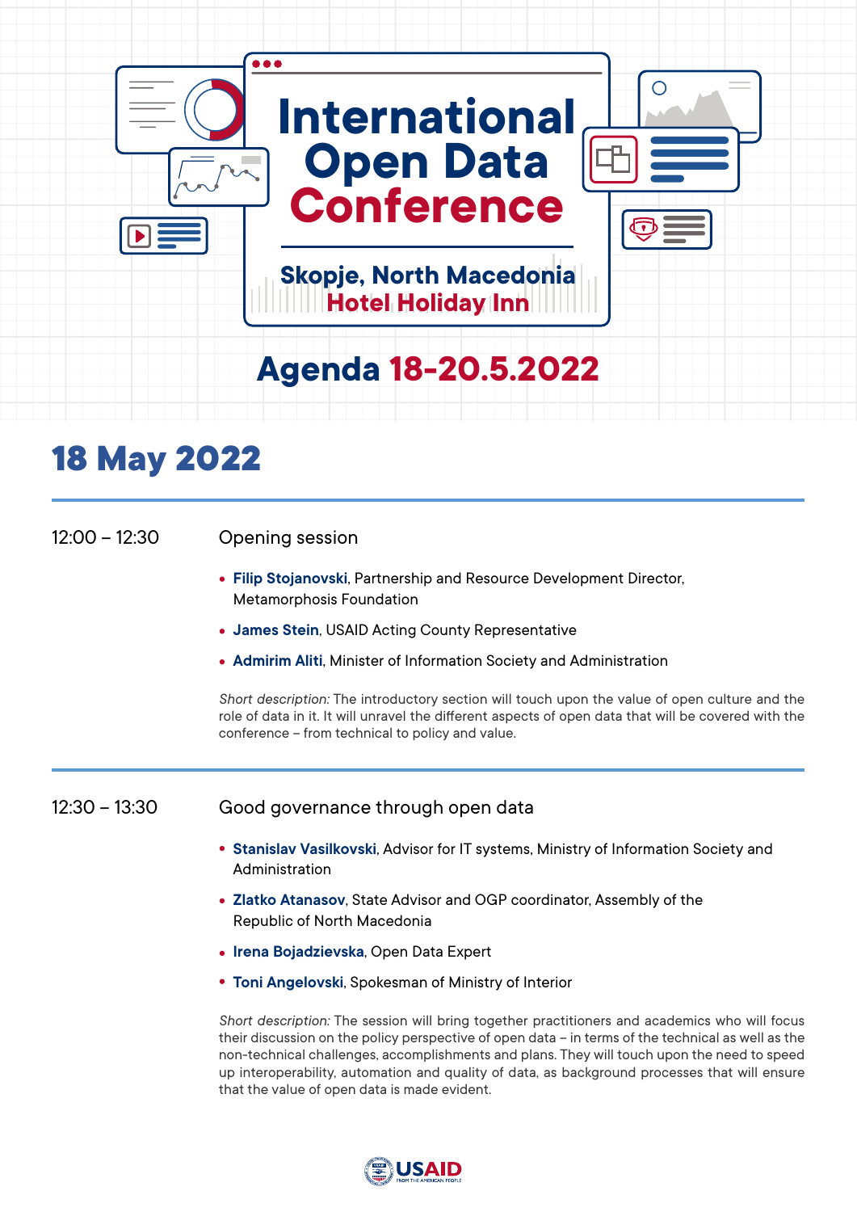# International Open Data Conference

**Skopje, North Macedonia**
**Hotel Holiday Inn**

## Agenda 18-20.5.2022

## 18 May 2022

---

**12:00 – 12:30** Opening session

- **Filip Stojanovski**, Partnership and Resource Development Director, Metamorphosis Foundation
- **James Stein**, USAID Acting County Representative
- **Admirim Aliti**, Minister of Information Society and Administration

*Short description:* The introductory section will touch upon the value of open culture and the role of data in it. It will unravel the different aspects of open data that will be covered with the conference – from technical to policy and value.

---

**12:30 – 13:30** Good governance through open data

- **Stanislav Vasilkovski**, Advisor for IT systems, Ministry of Information Society and Administration
- **Zlatko Atanasov**, State Advisor and OGP coordinator, Assembly of the Republic of North Macedonia
- **Irena Bojadzievska**, Open Data Expert
- **Toni Angelovski**, Spokesman of Ministry of Interior

*Short description:* The session will bring together practitioners and academics who will focus their discussion on the policy perspective of open data – in terms of the technical as well as the non-technical challenges, accomplishments and plans. They will touch upon the need to speed up interoperability, automation and quality of data, as background processes that will ensure that the value of open data is made evident.

USAID
FROM THE AMERICAN PEOPLE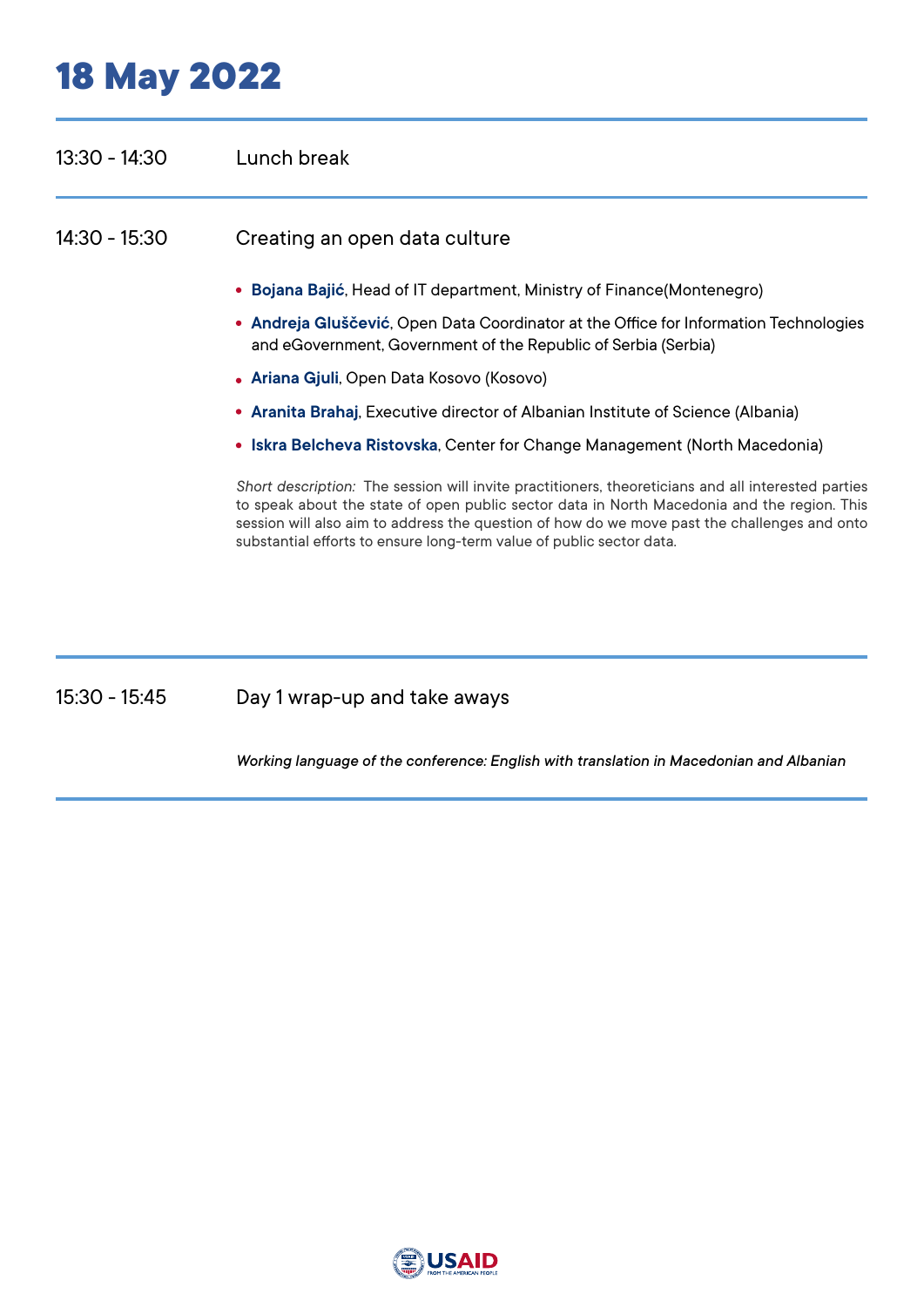# 18 May 2022

13:30 - 14:30 Lunch break

14:30 - 15:30 Creating an open data culture

- **Bojana Bajić**, Head of IT department, Ministry of Finance(Montenegro)
- **Andreja Gluščević**, Open Data Coordinator at the Office for Information Technologies and eGovernment, Government of the Republic of Serbia (Serbia)
- **Ariana Gjuli**, Open Data Kosovo (Kosovo)
- **Aranita Brahaj**, Executive director of Albanian Institute of Science (Albania)
- **Iskra Belcheva Ristovska**, Center for Change Management (North Macedonia)

*Short description:* The session will invite practitioners, theoreticians and all interested parties to speak about the state of open public sector data in North Macedonia and the region. This session will also aim to address the question of how do we move past the challenges and onto substantial efforts to ensure long-term value of public sector data.

15:30 - 15:45 Day 1 wrap-up and take aways

*Working language of the conference: English with translation in Macedonian and Albanian*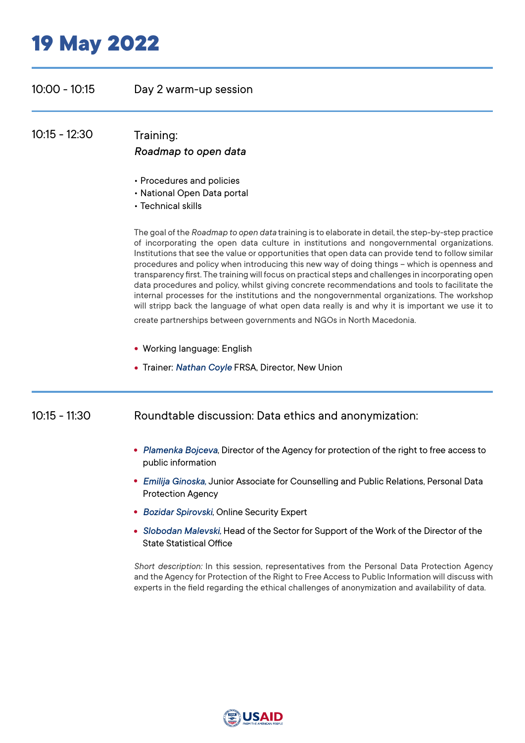# 19 May 2022

10:00 - 10:15 Day 2 warm-up session

---

10:15 - 12:30 Training:
*Roadmap to open data*

- Procedures and policies
- National Open Data portal
- Technical skills

The goal of the *Roadmap to open data* training is to elaborate in detail, the step-by-step practice of incorporating the open data culture in institutions and nongovernmental organizations. Institutions that see the value or opportunities that open data can provide tend to follow similar procedures and policy when introducing this new way of doing things – which is openness and transparency first. The training will focus on practical steps and challenges in incorporating open data procedures and policy, whilst giving concrete recommendations and tools to facilitate the internal processes for the institutions and the nongovernmental organizations. The workshop will stripp back the language of what open data really is and why it is important we use it to create partnerships between governments and NGOs in North Macedonia.

- Working language: English
- Trainer: *Nathan Coyle* FRSA, Director, New Union

---

10:15 - 11:30 Roundtable discussion: Data ethics and anonymization:

- *Plamenka Bojceva*, Director of the Agency for protection of the right to free access to public information
- *Emilija Ginoska*, Junior Associate for Counselling and Public Relations, Personal Data Protection Agency
- *Bozidar Spirovski*, Online Security Expert
- *Slobodan Malevski*, Head of the Sector for Support of the Work of the Director of the State Statistical Office

*Short description:* In this session, representatives from the Personal Data Protection Agency and the Agency for Protection of the Right to Free Access to Public Information will discuss with experts in the field regarding the ethical challenges of anonymization and availability of data.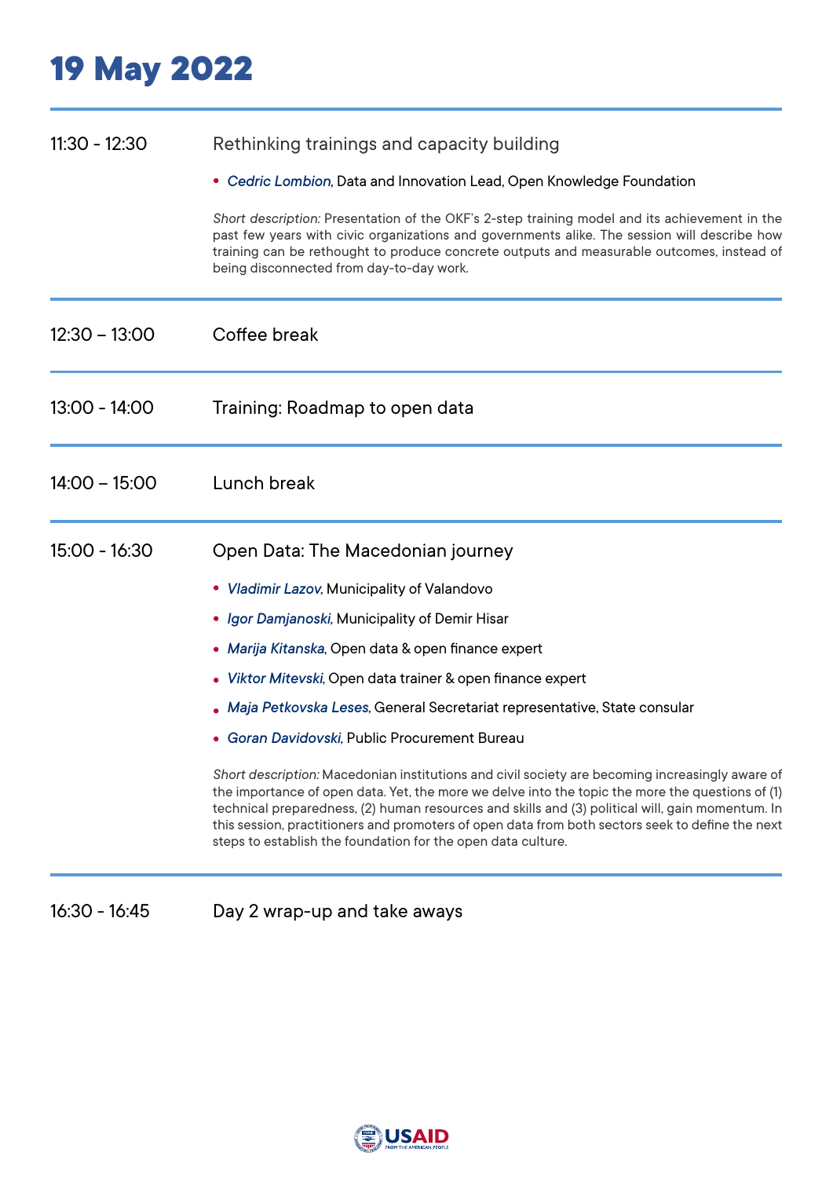# 19 May 2022

**11:30 - 12:30** Rethinking trainings and capacity building

- *Cedric Lombion*, Data and Innovation Lead, Open Knowledge Foundation

*Short description:* Presentation of the OKF's 2-step training model and its achievement in the past few years with civic organizations and governments alike. The session will describe how training can be rethought to produce concrete outputs and measurable outcomes, instead of being disconnected from day-to-day work.

---

**12:30 – 13:00** Coffee break

---

**13:00 - 14:00** Training: Roadmap to open data

---

**14:00 – 15:00** Lunch break

---

**15:00 - 16:30** Open Data: The Macedonian journey

- *Vladimir Lazov,* Municipality of Valandovo
- *Igor Damjanoski,* Municipality of Demir Hisar
- *Marija Kitanska*, Open data & open finance expert
- *Viktor Mitevski*, Open data trainer & open finance expert
- *Maja Petkovska Leses*, General Secretariat representative, State consular
- *Goran Davidovski,* Public Procurement Bureau

*Short description:* Macedonian institutions and civil society are becoming increasingly aware of the importance of open data. Yet, the more we delve into the topic the more the questions of (1) technical preparedness, (2) human resources and skills and (3) political will, gain momentum. In this session, practitioners and promoters of open data from both sectors seek to define the next steps to establish the foundation for the open data culture.

---

**16:30 - 16:45** Day 2 wrap-up and take aways

USAID FROM THE AMERICAN PEOPLE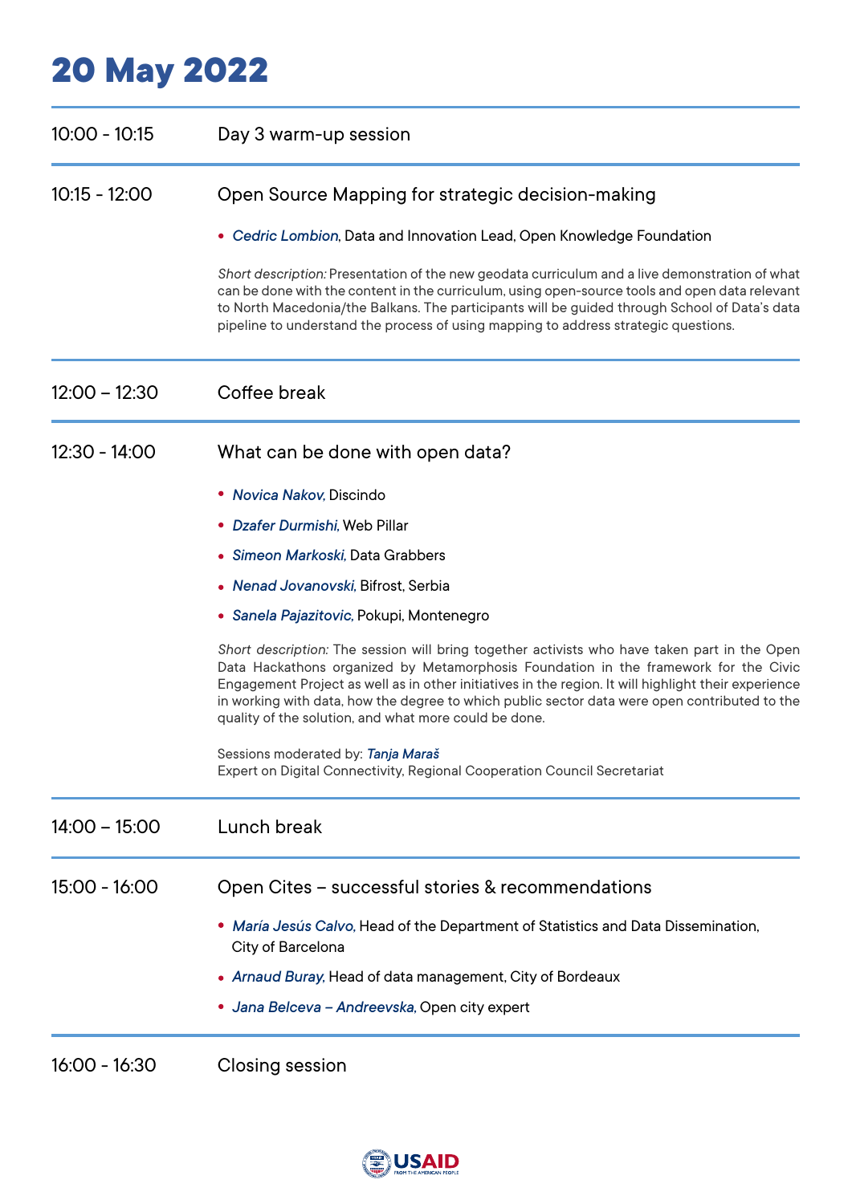# 20 May 2022

| | | |
|---|---|---|
| 10:00 - 10:15 | Day 3 warm-up session |

| | |
|---|---|
| 10:15 - 12:00 | Open Source Mapping for strategic decision-making |

- *Cedric Lombion*, Data and Innovation Lead, Open Knowledge Foundation

*Short description:* Presentation of the new geodata curriculum and a live demonstration of what can be done with the content in the curriculum, using open-source tools and open data relevant to North Macedonia/the Balkans. The participants will be guided through School of Data's data pipeline to understand the process of using mapping to address strategic questions.

| | |
|---|---|
| 12:00 – 12:30 | Coffee break |

| | |
|---|---|
| 12:30 - 14:00 | What can be done with open data? |

- *Novica Nakov*, Discindo
- *Dzafer Durmishi*, Web Pillar
- *Simeon Markoski*, Data Grabbers
- *Nenad Jovanovski*, Bifrost, Serbia
- *Sanela Pajazitovic*, Pokupi, Montenegro

*Short description:* The session will bring together activists who have taken part in the Open Data Hackathons organized by Metamorphosis Foundation in the framework for the Civic Engagement Project as well as in other initiatives in the region. It will highlight their experience in working with data, how the degree to which public sector data were open contributed to the quality of the solution, and what more could be done.

Sessions moderated by: *Tanja Maraš*
Expert on Digital Connectivity, Regional Cooperation Council Secretariat

| | |
|---|---|
| 14:00 – 15:00 | Lunch break |

| | |
|---|---|
| 15:00 - 16:00 | Open Cites – successful stories & recommendations |

- *María Jesús Calvo*, Head of the Department of Statistics and Data Dissemination, City of Barcelona
- *Arnaud Buray*, Head of data management, City of Bordeaux
- *Jana Belceva – Andreevska*, Open city expert

| | |
|---|---|
| 16:00 - 16:30 | Closing session |

USAID
FROM THE AMERICAN PEOPLE